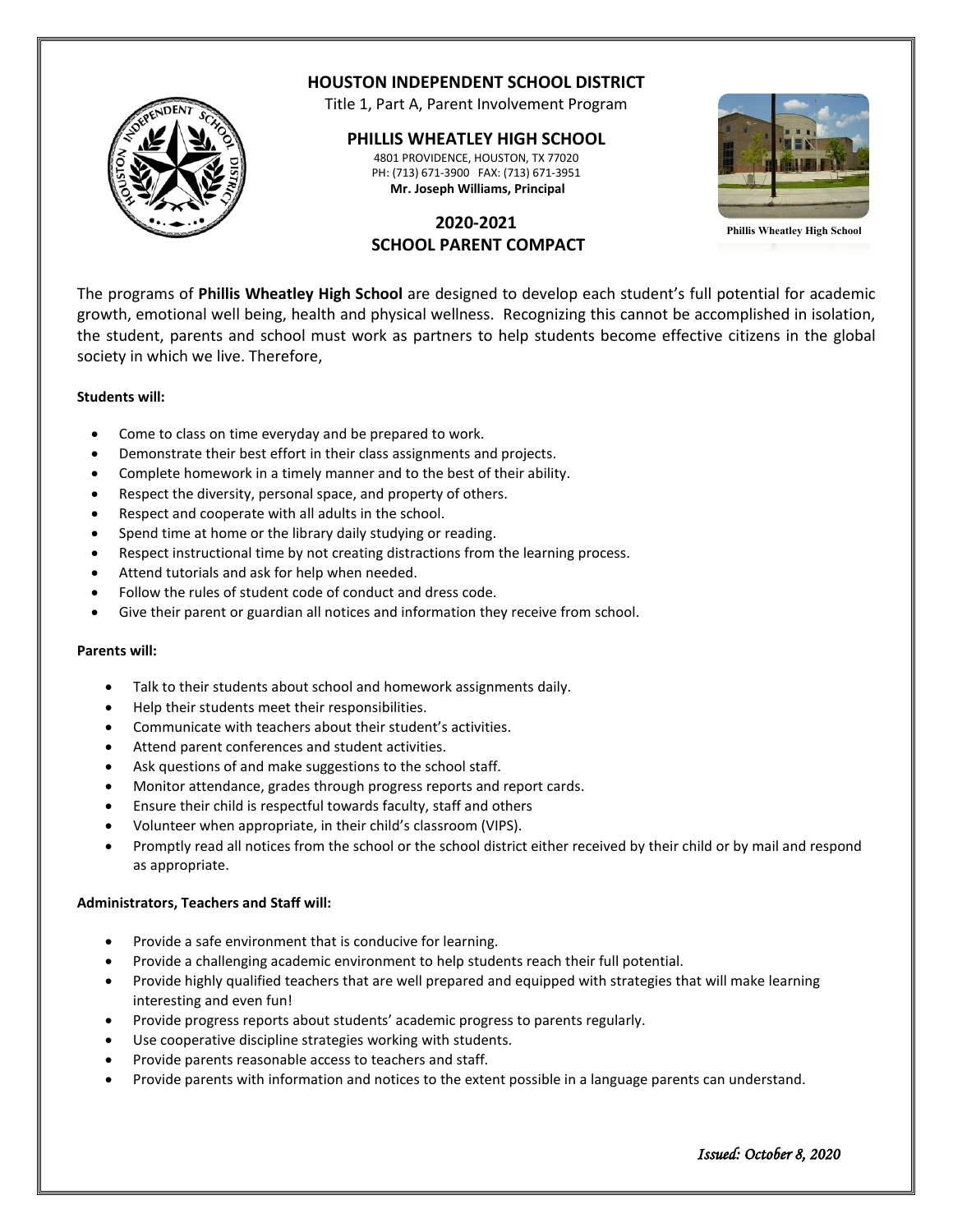# HOUSTON INDEPENDENT SCHOOL DISTRICT

Title 1, Part A, Parent Involvement Program

## PHILLIS WHEATLEY HIGH SCHOOL

4801 PROVIDENCE, HOUSTON, TX 77020
PH: (713) 671-3900 FAX: (713) 671-3951
**Mr. Joseph Williams, Principal**

Phillis Wheatley High School

## 2020-2021
## SCHOOL PARENT COMPACT

The programs of **Phillis Wheatley High School** are designed to develop each student's full potential for academic growth, emotional well being, health and physical wellness. Recognizing this cannot be accomplished in isolation, the student, parents and school must work as partners to help students become effective citizens in the global society in which we live. Therefore,

**Students will:**

- Come to class on time everyday and be prepared to work.
- Demonstrate their best effort in their class assignments and projects.
- Complete homework in a timely manner and to the best of their ability.
- Respect the diversity, personal space, and property of others.
- Respect and cooperate with all adults in the school.
- Spend time at home or the library daily studying or reading.
- Respect instructional time by not creating distractions from the learning process.
- Attend tutorials and ask for help when needed.
- Follow the rules of student code of conduct and dress code.
- Give their parent or guardian all notices and information they receive from school.

**Parents will:**

- Talk to their students about school and homework assignments daily.
- Help their students meet their responsibilities.
- Communicate with teachers about their student's activities.
- Attend parent conferences and student activities.
- Ask questions of and make suggestions to the school staff.
- Monitor attendance, grades through progress reports and report cards.
- Ensure their child is respectful towards faculty, staff and others
- Volunteer when appropriate, in their child's classroom (VIPS).
- Promptly read all notices from the school or the school district either received by their child or by mail and respond as appropriate.

**Administrators, Teachers and Staff will:**

- Provide a safe environment that is conducive for learning.
- Provide a challenging academic environment to help students reach their full potential.
- Provide highly qualified teachers that are well prepared and equipped with strategies that will make learning interesting and even fun!
- Provide progress reports about students' academic progress to parents regularly.
- Use cooperative discipline strategies working with students.
- Provide parents reasonable access to teachers and staff.
- Provide parents with information and notices to the extent possible in a language parents can understand.

*Issued: October 8, 2020*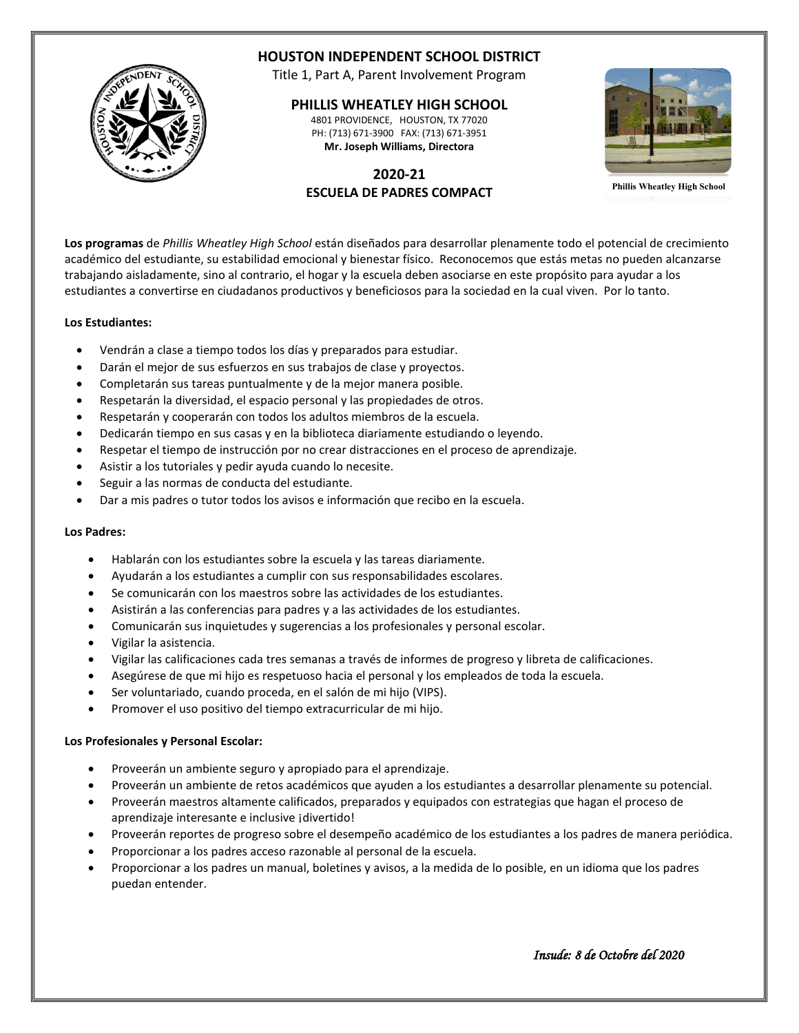**HOUSTON INDEPENDENT SCHOOL DISTRICT**

Title 1, Part A, Parent Involvement Program

**PHILLIS WHEATLEY HIGH SCHOOL**

4801 PROVIDENCE, HOUSTON, TX 77020

PH: (713) 671-3900 FAX: (713) 671-3951

**Mr. Joseph Williams, Directora**

**2020-21**

**ESCUELA DE PADRES COMPACT**

Phillis Wheatley High School

**Los programas** de *Phillis Wheatley High School* están diseñados para desarrollar plenamente todo el potencial de crecimiento académico del estudiante, su estabilidad emocional y bienestar físico. Reconocemos que estás metas no pueden alcanzarse trabajando aisladamente, sino al contrario, el hogar y la escuela deben asociarse en este propósito para ayudar a los estudiantes a convertirse en ciudadanos productivos y beneficiosos para la sociedad en la cual viven. Por lo tanto.

**Los Estudiantes:**

- Vendrán a clase a tiempo todos los días y preparados para estudiar.
- Darán el mejor de sus esfuerzos en sus trabajos de clase y proyectos.
- Completarán sus tareas puntualmente y de la mejor manera posible.
- Respetarán la diversidad, el espacio personal y las propiedades de otros.
- Respetarán y cooperarán con todos los adultos miembros de la escuela.
- Dedicarán tiempo en sus casas y en la biblioteca diariamente estudiando o leyendo.
- Respetar el tiempo de instrucción por no crear distracciones en el proceso de aprendizaje.
- Asistir a los tutoriales y pedir ayuda cuando lo necesite.
- Seguir a las normas de conducta del estudiante.
- Dar a mis padres o tutor todos los avisos e información que recibo en la escuela.

**Los Padres:**

- Hablarán con los estudiantes sobre la escuela y las tareas diariamente.
- Ayudarán a los estudiantes a cumplir con sus responsabilidades escolares.
- Se comunicarán con los maestros sobre las actividades de los estudiantes.
- Asistirán a las conferencias para padres y a las actividades de los estudiantes.
- Comunicarán sus inquietudes y sugerencias a los profesionales y personal escolar.
- Vigilar la asistencia.
- Vigilar las calificaciones cada tres semanas a través de informes de progreso y libreta de calificaciones.
- Asegúrese de que mi hijo es respetuoso hacia el personal y los empleados de toda la escuela.
- Ser voluntariado, cuando proceda, en el salón de mi hijo (VIPS).
- Promover el uso positivo del tiempo extracurricular de mi hijo.

**Los Profesionales y Personal Escolar:**

- Proveerán un ambiente seguro y apropiado para el aprendizaje.
- Proveerán un ambiente de retos académicos que ayuden a los estudiantes a desarrollar plenamente su potencial.
- Proveerán maestros altamente calificados, preparados y equipados con estrategias que hagan el proceso de aprendizaje interesante e inclusive ¡divertido!
- Proveerán reportes de progreso sobre el desempeño académico de los estudiantes a los padres de manera periódica.
- Proporcionar a los padres acceso razonable al personal de la escuela.
- Proporcionar a los padres un manual, boletines y avisos, a la medida de lo posible, en un idioma que los padres puedan entender.

*Insude: 8 de Octobre del 2020*